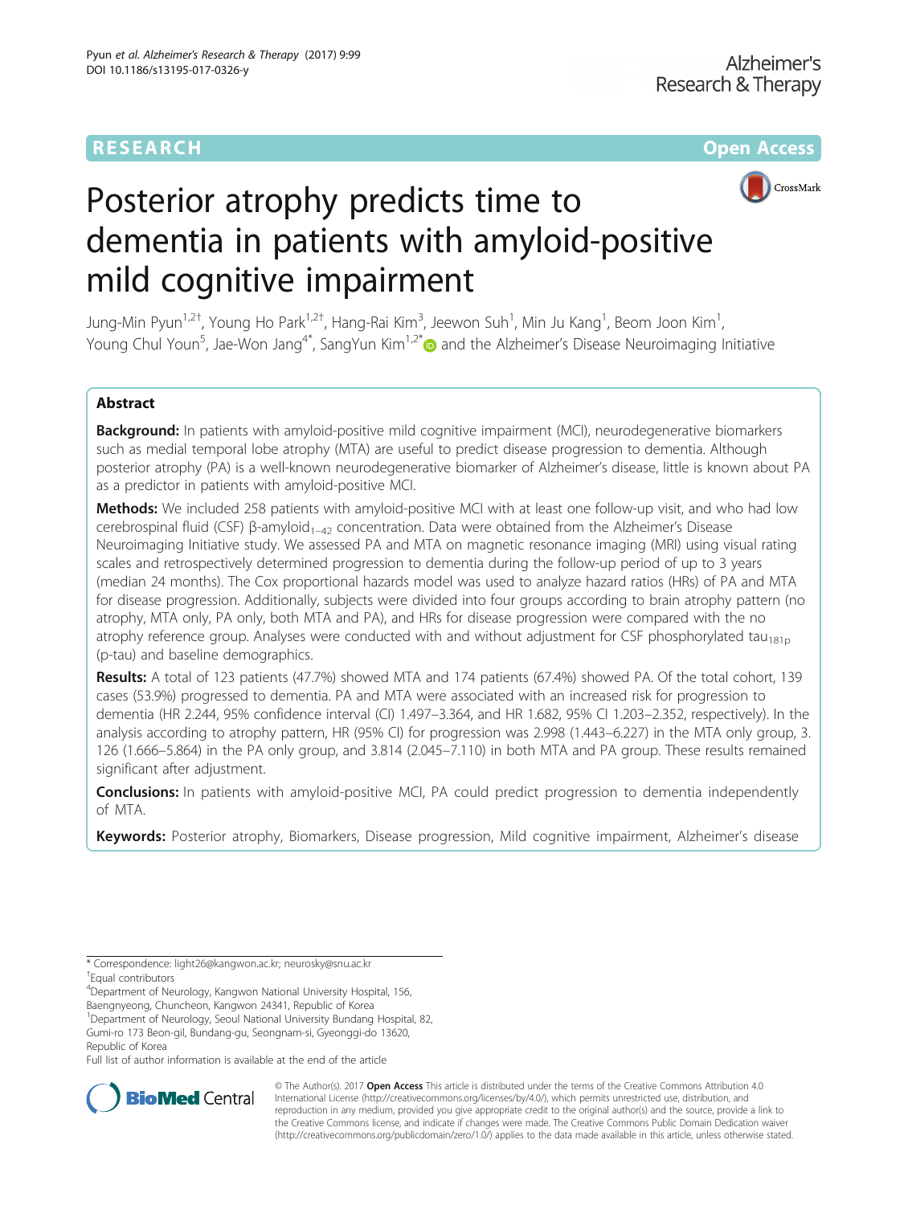RESEARCH Open Access

# Posterior atrophy predicts time to dementia in patients with amyloid-positive mild cognitive impairment

Jung-Min Pyun[1,2†], Young Ho Park[1,2†], Hang-Rai Kim[3], Jeewon Suh[1], Min Ju Kang[1], Beom Joon Kim[1], Young Chul Youn[5], Jae-Won Jang[4*], SangYun Kim[1,2*] and the Alzheimer's Disease Neuroimaging Initiative

## Abstract

**Background:** In patients with amyloid-positive mild cognitive impairment (MCI), neurodegenerative biomarkers such as medial temporal lobe atrophy (MTA) are useful to predict disease progression to dementia. Although posterior atrophy (PA) is a well-known neurodegenerative biomarker of Alzheimer's disease, little is known about PA as a predictor in patients with amyloid-positive MCI.

**Methods:** We included 258 patients with amyloid-positive MCI with at least one follow-up visit, and who had low cerebrospinal fluid (CSF) β-amyloid$_{1-42}$ concentration. Data were obtained from the Alzheimer's Disease Neuroimaging Initiative study. We assessed PA and MTA on magnetic resonance imaging (MRI) using visual rating scales and retrospectively determined progression to dementia during the follow-up period of up to 3 years (median 24 months). The Cox proportional hazards model was used to analyze hazard ratios (HRs) of PA and MTA for disease progression. Additionally, subjects were divided into four groups according to brain atrophy pattern (no atrophy, MTA only, PA only, both MTA and PA), and HRs for disease progression were compared with the no atrophy reference group. Analyses were conducted with and without adjustment for CSF phosphorylated tau$_{181p}$ (p-tau) and baseline demographics.

**Results:** A total of 123 patients (47.7%) showed MTA and 174 patients (67.4%) showed PA. Of the total cohort, 139 cases (53.9%) progressed to dementia. PA and MTA were associated with an increased risk for progression to dementia (HR 2.244, 95% confidence interval (CI) 1.497–3.364, and HR 1.682, 95% CI 1.203–2.352, respectively). In the analysis according to atrophy pattern, HR (95% CI) for progression was 2.998 (1.443–6.227) in the MTA only group, 3.126 (1.666–5.864) in the PA only group, and 3.814 (2.045–7.110) in both MTA and PA group. These results remained significant after adjustment.

**Conclusions:** In patients with amyloid-positive MCI, PA could predict progression to dementia independently of MTA.

**Keywords:** Posterior atrophy, Biomarkers, Disease progression, Mild cognitive impairment, Alzheimer's disease

---

\* Correspondence: light26@kangwon.ac.kr; neurosky@snu.ac.kr

†Equal contributors

[4]Department of Neurology, Kangwon National University Hospital, 156, Baengnyeong, Chuncheon, Kangwon 24341, Republic of Korea

[1]Department of Neurology, Seoul National University Bundang Hospital, 82, Gumi-ro 173 Beon-gil, Bundang-gu, Seongnam-si, Gyeonggi-do 13620, Republic of Korea

Full list of author information is available at the end of the article

© The Author(s). 2017 **Open Access** This article is distributed under the terms of the Creative Commons Attribution 4.0 International License (http://creativecommons.org/licenses/by/4.0/), which permits unrestricted use, distribution, and reproduction in any medium, provided you give appropriate credit to the original author(s) and the source, provide a link to the Creative Commons license, and indicate if changes were made. The Creative Commons Public Domain Dedication waiver (http://creativecommons.org/publicdomain/zero/1.0/) applies to the data made available in this article, unless otherwise stated.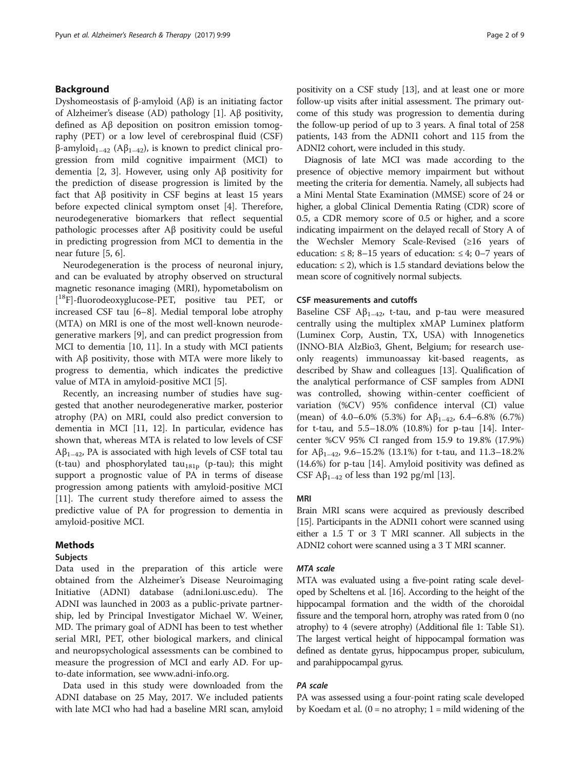## Background

Dyshomeostasis of β-amyloid (Aβ) is an initiating factor of Alzheimer's disease (AD) pathology [1]. Aβ positivity, defined as Aβ deposition on positron emission tomography (PET) or a low level of cerebrospinal fluid (CSF) β-amyloid$_{1-42}$ (Aβ$_{1-42}$), is known to predict clinical progression from mild cognitive impairment (MCI) to dementia [2, 3]. However, using only Aβ positivity for the prediction of disease progression is limited by the fact that Aβ positivity in CSF begins at least 15 years before expected clinical symptom onset [4]. Therefore, neurodegenerative biomarkers that reflect sequential pathologic processes after Aβ positivity could be useful in predicting progression from MCI to dementia in the near future [5, 6].

Neurodegeneration is the process of neuronal injury, and can be evaluated by atrophy observed on structural magnetic resonance imaging (MRI), hypometabolism on [$^{18}$F]-fluorodeoxyglucose-PET, positive tau PET, or increased CSF tau [6–8]. Medial temporal lobe atrophy (MTA) on MRI is one of the most well-known neurodegenerative markers [9], and can predict progression from MCI to dementia [10, 11]. In a study with MCI patients with Aβ positivity, those with MTA were more likely to progress to dementia, which indicates the predictive value of MTA in amyloid-positive MCI [5].

Recently, an increasing number of studies have suggested that another neurodegenerative marker, posterior atrophy (PA) on MRI, could also predict conversion to dementia in MCI [11, 12]. In particular, evidence has shown that, whereas MTA is related to low levels of CSF Aβ$_{1-42}$, PA is associated with high levels of CSF total tau (t-tau) and phosphorylated tau$_{181p}$ (p-tau); this might support a prognostic value of PA in terms of disease progression among patients with amyloid-positive MCI [11]. The current study therefore aimed to assess the predictive value of PA for progression to dementia in amyloid-positive MCI.

## Methods

### Subjects

Data used in the preparation of this article were obtained from the Alzheimer's Disease Neuroimaging Initiative (ADNI) database (adni.loni.usc.edu). The ADNI was launched in 2003 as a public-private partnership, led by Principal Investigator Michael W. Weiner, MD. The primary goal of ADNI has been to test whether serial MRI, PET, other biological markers, and clinical and neuropsychological assessments can be combined to measure the progression of MCI and early AD. For up-to-date information, see www.adni-info.org.

Data used in this study were downloaded from the ADNI database on 25 May, 2017. We included patients with late MCI who had had a baseline MRI scan, amyloid positivity on a CSF study [13], and at least one or more follow-up visits after initial assessment. The primary outcome of this study was progression to dementia during the follow-up period of up to 3 years. A final total of 258 patients, 143 from the ADNI1 cohort and 115 from the ADNI2 cohort, were included in this study.

Diagnosis of late MCI was made according to the presence of objective memory impairment but without meeting the criteria for dementia. Namely, all subjects had a Mini Mental State Examination (MMSE) score of 24 or higher, a global Clinical Dementia Rating (CDR) score of 0.5, a CDR memory score of 0.5 or higher, and a score indicating impairment on the delayed recall of Story A of the Wechsler Memory Scale-Revised (≥16 years of education: ≤ 8; 8–15 years of education: ≤ 4; 0–7 years of education: ≤ 2), which is 1.5 standard deviations below the mean score of cognitively normal subjects.

### CSF measurements and cutoffs

Baseline CSF Aβ$_{1-42}$, t-tau, and p-tau were measured centrally using the multiplex xMAP Luminex platform (Luminex Corp, Austin, TX, USA) with Innogenetics (INNO-BIA AlzBio3, Ghent, Belgium; for research use-only reagents) immunoassay kit-based reagents, as described by Shaw and colleagues [13]. Qualification of the analytical performance of CSF samples from ADNI was controlled, showing within-center coefficient of variation (%CV) 95% confidence interval (CI) value (mean) of 4.0–6.0% (5.3%) for Aβ$_{1-42}$, 6.4–6.8% (6.7%) for t-tau, and 5.5–18.0% (10.8%) for p-tau [14]. Inter-center %CV 95% CI ranged from 15.9 to 19.8% (17.9%) for Aβ$_{1-42}$, 9.6–15.2% (13.1%) for t-tau, and 11.3–18.2% (14.6%) for p-tau [14]. Amyloid positivity was defined as CSF Aβ$_{1-42}$ of less than 192 pg/ml [13].

### MRI

Brain MRI scans were acquired as previously described [15]. Participants in the ADNI1 cohort were scanned using either a 1.5 T or 3 T MRI scanner. All subjects in the ADNI2 cohort were scanned using a 3 T MRI scanner.

#### *MTA scale*

MTA was evaluated using a five-point rating scale developed by Scheltens et al. [16]. According to the height of the hippocampal formation and the width of the choroidal fissure and the temporal horn, atrophy was rated from 0 (no atrophy) to 4 (severe atrophy) (Additional file 1: Table S1). The largest vertical height of hippocampal formation was defined as dentate gyrus, hippocampus proper, subiculum, and parahippocampal gyrus.

#### *PA scale*

PA was assessed using a four-point rating scale developed by Koedam et al. (0 = no atrophy; 1 = mild widening of the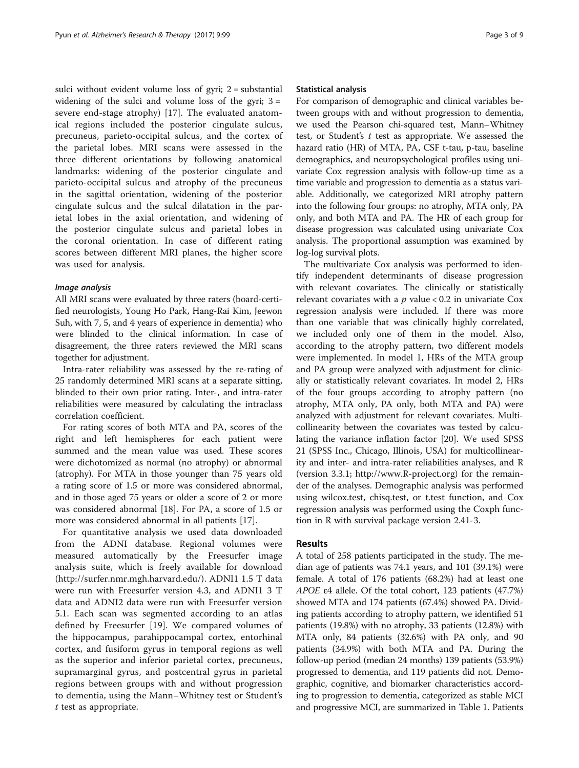sulci without evident volume loss of gyri; 2 = substantial widening of the sulci and volume loss of the gyri; 3 = severe end-stage atrophy) [17]. The evaluated anatomical regions included the posterior cingulate sulcus, precuneus, parieto-occipital sulcus, and the cortex of the parietal lobes. MRI scans were assessed in the three different orientations by following anatomical landmarks: widening of the posterior cingulate and parieto-occipital sulcus and atrophy of the precuneus in the sagittal orientation, widening of the posterior cingulate sulcus and the sulcal dilatation in the parietal lobes in the axial orientation, and widening of the posterior cingulate sulcus and parietal lobes in the coronal orientation. In case of different rating scores between different MRI planes, the higher score was used for analysis.

#### *Image analysis*

All MRI scans were evaluated by three raters (board-certified neurologists, Young Ho Park, Hang-Rai Kim, Jeewon Suh, with 7, 5, and 4 years of experience in dementia) who were blinded to the clinical information. In case of disagreement, the three raters reviewed the MRI scans together for adjustment.

Intra-rater reliability was assessed by the re-rating of 25 randomly determined MRI scans at a separate sitting, blinded to their own prior rating. Inter-, and intra-rater reliabilities were measured by calculating the intraclass correlation coefficient.

For rating scores of both MTA and PA, scores of the right and left hemispheres for each patient were summed and the mean value was used. These scores were dichotomized as normal (no atrophy) or abnormal (atrophy). For MTA in those younger than 75 years old a rating score of 1.5 or more was considered abnormal, and in those aged 75 years or older a score of 2 or more was considered abnormal [18]. For PA, a score of 1.5 or more was considered abnormal in all patients [17].

For quantitative analysis we used data downloaded from the ADNI database. Regional volumes were measured automatically by the Freesurfer image analysis suite, which is freely available for download (http://surfer.nmr.mgh.harvard.edu/). ADNI1 1.5 T data were run with Freesurfer version 4.3, and ADNI1 3 T data and ADNI2 data were run with Freesurfer version 5.1. Each scan was segmented according to an atlas defined by Freesurfer [19]. We compared volumes of the hippocampus, parahippocampal cortex, entorhinal cortex, and fusiform gyrus in temporal regions as well as the superior and inferior parietal cortex, precuneus, supramarginal gyrus, and postcentral gyrus in parietal regions between groups with and without progression to dementia, using the Mann–Whitney test or Student's *t* test as appropriate.

### Statistical analysis

For comparison of demographic and clinical variables between groups with and without progression to dementia, we used the Pearson chi-squared test, Mann–Whitney test, or Student's *t* test as appropriate. We assessed the hazard ratio (HR) of MTA, PA, CSF t-tau, p-tau, baseline demographics, and neuropsychological profiles using univariate Cox regression analysis with follow-up time as a time variable and progression to dementia as a status variable. Additionally, we categorized MRI atrophy pattern into the following four groups: no atrophy, MTA only, PA only, and both MTA and PA. The HR of each group for disease progression was calculated using univariate Cox analysis. The proportional assumption was examined by log-log survival plots.

The multivariate Cox analysis was performed to identify independent determinants of disease progression with relevant covariates. The clinically or statistically relevant covariates with a $p$ value $< 0.2$ in univariate Cox regression analysis were included. If there was more than one variable that was clinically highly correlated, we included only one of them in the model. Also, according to the atrophy pattern, two different models were implemented. In model 1, HRs of the MTA group and PA group were analyzed with adjustment for clinically or statistically relevant covariates. In model 2, HRs of the four groups according to atrophy pattern (no atrophy, MTA only, PA only, both MTA and PA) were analyzed with adjustment for relevant covariates. Multicollinearity between the covariates was tested by calculating the variance inflation factor [20]. We used SPSS 21 (SPSS Inc., Chicago, Illinois, USA) for multicollinearity and inter- and intra-rater reliabilities analyses, and R (version 3.3.1; http://www.R-project.org) for the remainder of the analyses. Demographic analysis was performed using wilcox.test, chisq.test, or t.test function, and Cox regression analysis was performed using the Coxph function in R with survival package version 2.41-3.

## Results

A total of 258 patients participated in the study. The median age of patients was 74.1 years, and 101 (39.1%) were female. A total of 176 patients (68.2%) had at least one *APOE* ε4 allele. Of the total cohort, 123 patients (47.7%) showed MTA and 174 patients (67.4%) showed PA. Dividing patients according to atrophy pattern, we identified 51 patients (19.8%) with no atrophy, 33 patients (12.8%) with MTA only, 84 patients (32.6%) with PA only, and 90 patients (34.9%) with both MTA and PA. During the follow-up period (median 24 months) 139 patients (53.9%) progressed to dementia, and 119 patients did not. Demographic, cognitive, and biomarker characteristics according to progression to dementia, categorized as stable MCI and progressive MCI, are summarized in Table 1. Patients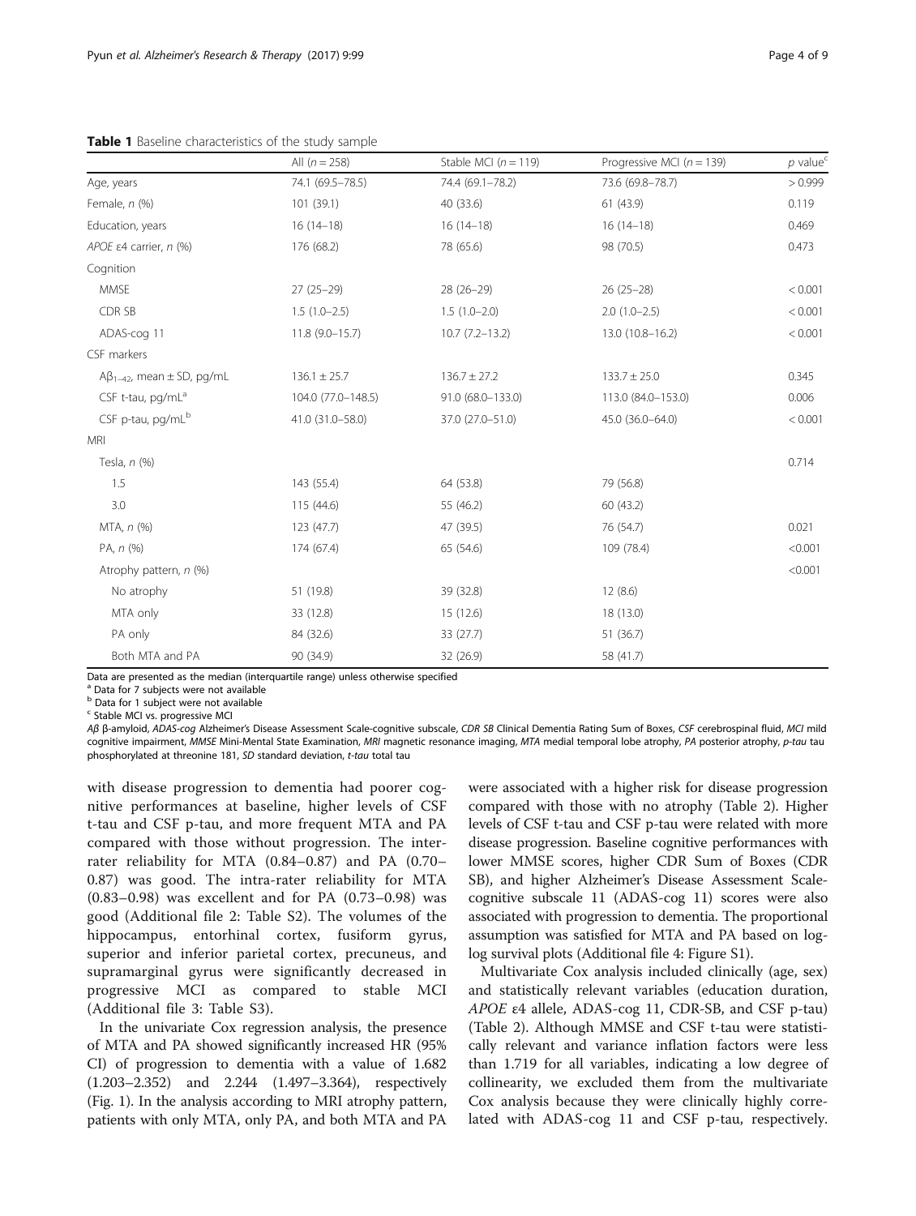**Table 1** Baseline characteristics of the study sample

| | All ($n = 258$) | Stable MCI ($n = 119$) | Progressive MCI ($n = 139$) | $p$ value[c] |
|---|---|---|---|---|
| Age, years | 74.1 (69.5–78.5) | 74.4 (69.1–78.2) | 73.6 (69.8–78.7) | > 0.999 |
| Female, *n* (%) | 101 (39.1) | 40 (33.6) | 61 (43.9) | 0.119 |
| Education, years | 16 (14–18) | 16 (14–18) | 16 (14–18) | 0.469 |
| *APOE* ε4 carrier, *n* (%) | 176 (68.2) | 78 (65.6) | 98 (70.5) | 0.473 |
| Cognition | | | | |
| MMSE | 27 (25–29) | 28 (26–29) | 26 (25–28) | < 0.001 |
| CDR SB | 1.5 (1.0–2.5) | 1.5 (1.0–2.0) | 2.0 (1.0–2.5) | < 0.001 |
| ADAS-cog 11 | 11.8 (9.0–15.7) | 10.7 (7.2–13.2) | 13.0 (10.8–16.2) | < 0.001 |
| CSF markers | | | | |
| $A\beta_{1-42}$, mean ± SD, pg/mL | 136.1 ± 25.7 | 136.7 ± 27.2 | 133.7 ± 25.0 | 0.345 |
| CSF t-tau, pg/mL[a] | 104.0 (77.0–148.5) | 91.0 (68.0–133.0) | 113.0 (84.0–153.0) | 0.006 |
| CSF p-tau, pg/mL[b] | 41.0 (31.0–58.0) | 37.0 (27.0–51.0) | 45.0 (36.0–64.0) | < 0.001 |
| MRI | | | | |
| Tesla, *n* (%) | | | | 0.714 |
| 1.5 | 143 (55.4) | 64 (53.8) | 79 (56.8) | |
| 3.0 | 115 (44.6) | 55 (46.2) | 60 (43.2) | |
| MTA, *n* (%) | 123 (47.7) | 47 (39.5) | 76 (54.7) | 0.021 |
| PA, *n* (%) | 174 (67.4) | 65 (54.6) | 109 (78.4) | <0.001 |
| Atrophy pattern, *n* (%) | | | | <0.001 |
| No atrophy | 51 (19.8) | 39 (32.8) | 12 (8.6) | |
| MTA only | 33 (12.8) | 15 (12.6) | 18 (13.0) | |
| PA only | 84 (32.6) | 33 (27.7) | 51 (36.7) | |
| Both MTA and PA | 90 (34.9) | 32 (26.9) | 58 (41.7) | |

Data are presented as the median (interquartile range) unless otherwise specified

[a] Data for 7 subjects were not available

[b] Data for 1 subject were not available

[c] Stable MCI vs. progressive MCI

*Aβ* β-amyloid, *ADAS-cog* Alzheimer's Disease Assessment Scale-cognitive subscale, *CDR SB* Clinical Dementia Rating Sum of Boxes, *CSF* cerebrospinal fluid, *MCI* mild cognitive impairment, *MMSE* Mini-Mental State Examination, *MRI* magnetic resonance imaging, *MTA* medial temporal lobe atrophy, *PA* posterior atrophy, *p-tau* tau phosphorylated at threonine 181, *SD* standard deviation, *t-tau* total tau

with disease progression to dementia had poorer cognitive performances at baseline, higher levels of CSF t-tau and CSF p-tau, and more frequent MTA and PA compared with those without progression. The inter-rater reliability for MTA (0.84–0.87) and PA (0.70–0.87) was good. The intra-rater reliability for MTA (0.83–0.98) was excellent and for PA (0.73–0.98) was good (Additional file 2: Table S2). The volumes of the hippocampus, entorhinal cortex, fusiform gyrus, superior and inferior parietal cortex, precuneus, and supramarginal gyrus were significantly decreased in progressive MCI as compared to stable MCI (Additional file 3: Table S3).

In the univariate Cox regression analysis, the presence of MTA and PA showed significantly increased HR (95% CI) of progression to dementia with a value of 1.682 (1.203–2.352) and 2.244 (1.497–3.364), respectively (Fig. 1). In the analysis according to MRI atrophy pattern, patients with only MTA, only PA, and both MTA and PA were associated with a higher risk for disease progression compared with those with no atrophy (Table 2). Higher levels of CSF t-tau and CSF p-tau were related with more disease progression. Baseline cognitive performances with lower MMSE scores, higher CDR Sum of Boxes (CDR SB), and higher Alzheimer's Disease Assessment Scale-cognitive subscale 11 (ADAS-cog 11) scores were also associated with progression to dementia. The proportional assumption was satisfied for MTA and PA based on log-log survival plots (Additional file 4: Figure S1).

Multivariate Cox analysis included clinically (age, sex) and statistically relevant variables (education duration, *APOE* ε4 allele, ADAS-cog 11, CDR-SB, and CSF p-tau) (Table 2). Although MMSE and CSF t-tau were statistically relevant and variance inflation factors were less than 1.719 for all variables, indicating a low degree of collinearity, we excluded them from the multivariate Cox analysis because they were clinically highly correlated with ADAS-cog 11 and CSF p-tau, respectively.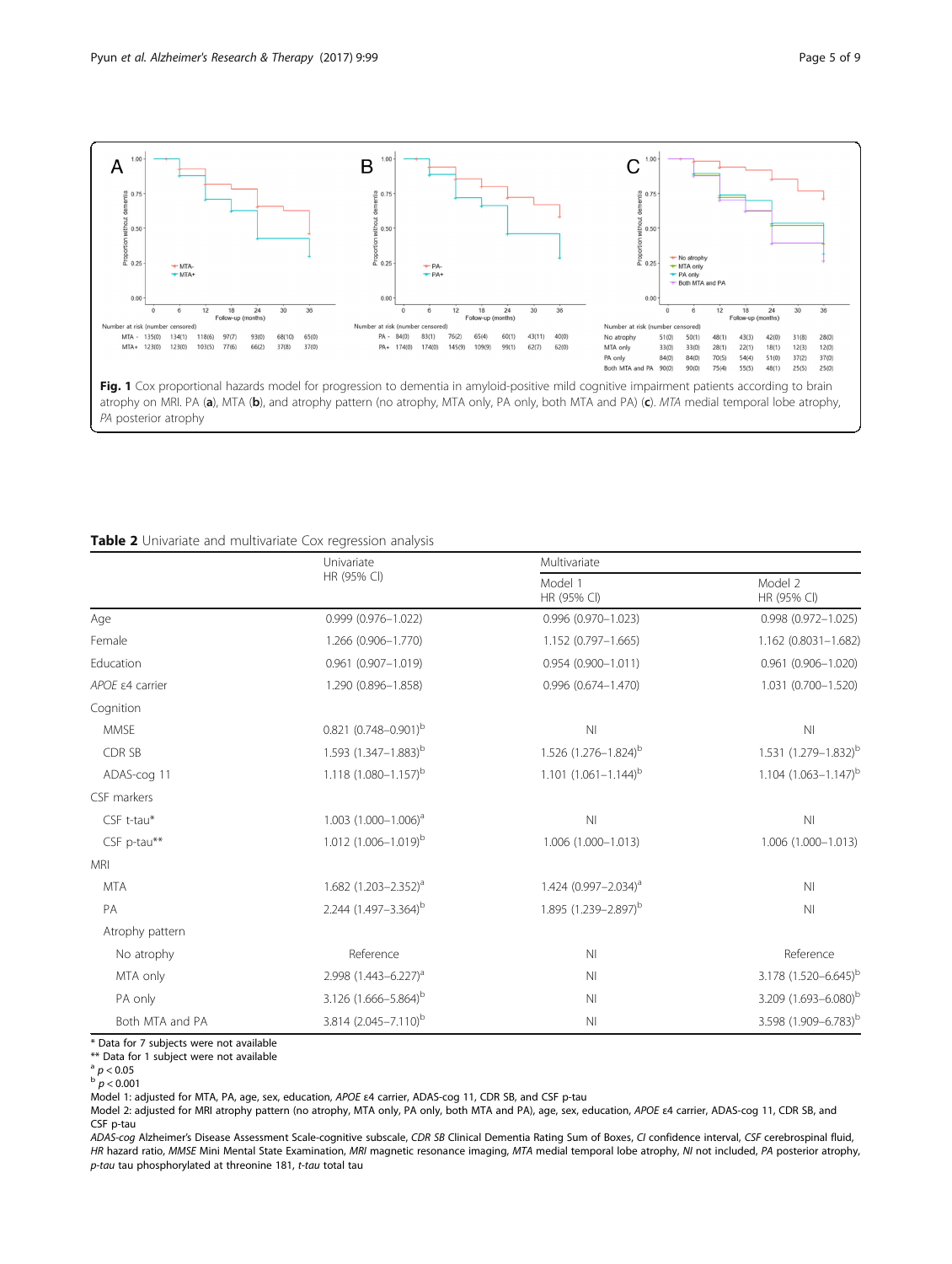Fig. 1 Cox proportional hazards model for progression to dementia in amyloid-positive mild cognitive impairment patients according to brain atrophy on MRI. PA (**a**), MTA (**b**), and atrophy pattern (no atrophy, MTA only, PA only, both MTA and PA) (**c**). *MTA* medial temporal lobe atrophy, *PA* posterior atrophy

**Table 2** Univariate and multivariate Cox regression analysis

| | Univariate | Multivariate | |
|---|---|---|---|
| | HR (95% CI) | Model 1 HR (95% CI) | Model 2 HR (95% CI) |
| Age | 0.999 (0.976–1.022) | 0.996 (0.970–1.023) | 0.998 (0.972–1.025) |
| Female | 1.266 (0.906–1.770) | 1.152 (0.797–1.665) | 1.162 (0.8031–1.682) |
| Education | 0.961 (0.907–1.019) | 0.954 (0.900–1.011) | 0.961 (0.906–1.020) |
| *APOE* ε4 carrier | 1.290 (0.896–1.858) | 0.996 (0.674–1.470) | 1.031 (0.700–1.520) |
| Cognition | | | |
| MMSE | 0.821 (0.748–0.901)[b] | NI | NI |
| CDR SB | 1.593 (1.347–1.883)[b] | 1.526 (1.276–1.824)[b] | 1.531 (1.279–1.832)[b] |
| ADAS-cog 11 | 1.118 (1.080–1.157)[b] | 1.101 (1.061–1.144)[b] | 1.104 (1.063–1.147)[b] |
| CSF markers | | | |
| CSF t-tau* | 1.003 (1.000–1.006)[a] | NI | NI |
| CSF p-tau** | 1.012 (1.006–1.019)[b] | 1.006 (1.000–1.013) | 1.006 (1.000–1.013) |
| MRI | | | |
| MTA | 1.682 (1.203–2.352)[a] | 1.424 (0.997–2.034)[a] | NI |
| PA | 2.244 (1.497–3.364)[b] | 1.895 (1.239–2.897)[b] | NI |
| Atrophy pattern | | | |
| No atrophy | Reference | NI | Reference |
| MTA only | 2.998 (1.443–6.227)[a] | NI | 3.178 (1.520–6.645)[b] |
| PA only | 3.126 (1.666–5.864)[b] | NI | 3.209 (1.693–6.080)[b] |
| Both MTA and PA | 3.814 (2.045–7.110)[b] | NI | 3.598 (1.909–6.783)[b] |

\* Data for 7 subjects were not available

\** Data for 1 subject were not available

[a] $p < 0.05$

[b] $p < 0.001$

Model 1: adjusted for MTA, PA, age, sex, education, *APOE* ε4 carrier, ADAS-cog 11, CDR SB, and CSF p-tau

Model 2: adjusted for MRI atrophy pattern (no atrophy, MTA only, PA only, both MTA and PA), age, sex, education, *APOE* ε4 carrier, ADAS-cog 11, CDR SB, and CSF p-tau

*ADAS-cog* Alzheimer's Disease Assessment Scale-cognitive subscale, *CDR SB* Clinical Dementia Rating Sum of Boxes, *CI* confidence interval, *CSF* cerebrospinal fluid, *HR* hazard ratio, *MMSE* Mini Mental State Examination, *MRI* magnetic resonance imaging, *MTA* medial temporal lobe atrophy, *NI* not included, *PA* posterior atrophy, *p-tau* tau phosphorylated at threonine 181, *t-tau* total tau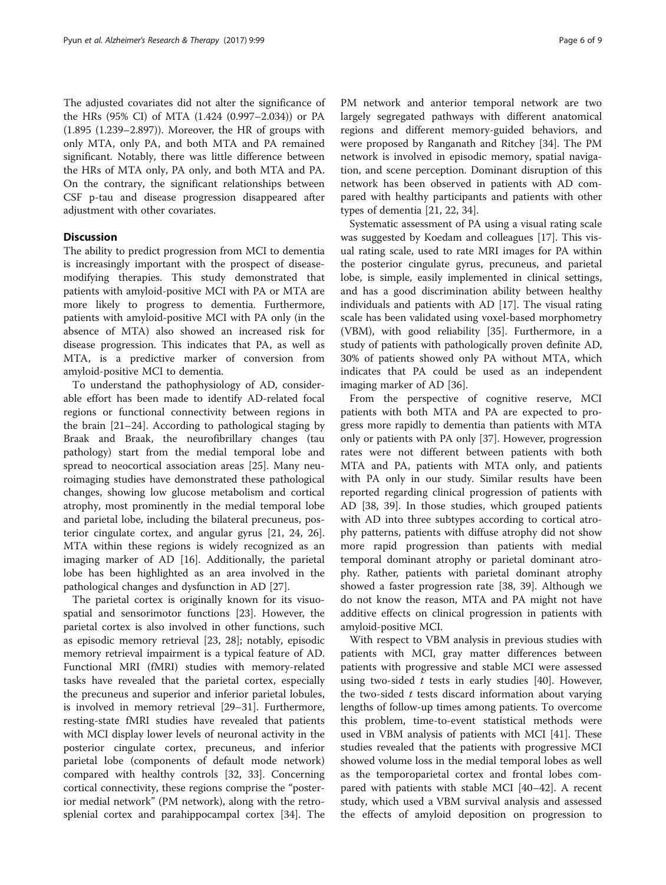The adjusted covariates did not alter the significance of the HRs (95% CI) of MTA (1.424 (0.997–2.034)) or PA (1.895 (1.239–2.897)). Moreover, the HR of groups with only MTA, only PA, and both MTA and PA remained significant. Notably, there was little difference between the HRs of MTA only, PA only, and both MTA and PA. On the contrary, the significant relationships between CSF p-tau and disease progression disappeared after adjustment with other covariates.

## Discussion

The ability to predict progression from MCI to dementia is increasingly important with the prospect of disease-modifying therapies. This study demonstrated that patients with amyloid-positive MCI with PA or MTA are more likely to progress to dementia. Furthermore, patients with amyloid-positive MCI with PA only (in the absence of MTA) also showed an increased risk for disease progression. This indicates that PA, as well as MTA, is a predictive marker of conversion from amyloid-positive MCI to dementia.

To understand the pathophysiology of AD, considerable effort has been made to identify AD-related focal regions or functional connectivity between regions in the brain [21–24]. According to pathological staging by Braak and Braak, the neurofibrillary changes (tau pathology) start from the medial temporal lobe and spread to neocortical association areas [25]. Many neuroimaging studies have demonstrated these pathological changes, showing low glucose metabolism and cortical atrophy, most prominently in the medial temporal lobe and parietal lobe, including the bilateral precuneus, posterior cingulate cortex, and angular gyrus [21, 24, 26]. MTA within these regions is widely recognized as an imaging marker of AD [16]. Additionally, the parietal lobe has been highlighted as an area involved in the pathological changes and dysfunction in AD [27].

The parietal cortex is originally known for its visuospatial and sensorimotor functions [23]. However, the parietal cortex is also involved in other functions, such as episodic memory retrieval [23, 28]; notably, episodic memory retrieval impairment is a typical feature of AD. Functional MRI (fMRI) studies with memory-related tasks have revealed that the parietal cortex, especially the precuneus and superior and inferior parietal lobules, is involved in memory retrieval [29–31]. Furthermore, resting-state fMRI studies have revealed that patients with MCI display lower levels of neuronal activity in the posterior cingulate cortex, precuneus, and inferior parietal lobe (components of default mode network) compared with healthy controls [32, 33]. Concerning cortical connectivity, these regions comprise the "posterior medial network" (PM network), along with the retrosplenial cortex and parahippocampal cortex [34]. The PM network and anterior temporal network are two largely segregated pathways with different anatomical regions and different memory-guided behaviors, and were proposed by Ranganath and Ritchey [34]. The PM network is involved in episodic memory, spatial navigation, and scene perception. Dominant disruption of this network has been observed in patients with AD compared with healthy participants and patients with other types of dementia [21, 22, 34].

Systematic assessment of PA using a visual rating scale was suggested by Koedam and colleagues [17]. This visual rating scale, used to rate MRI images for PA within the posterior cingulate gyrus, precuneus, and parietal lobe, is simple, easily implemented in clinical settings, and has a good discrimination ability between healthy individuals and patients with AD [17]. The visual rating scale has been validated using voxel-based morphometry (VBM), with good reliability [35]. Furthermore, in a study of patients with pathologically proven definite AD, 30% of patients showed only PA without MTA, which indicates that PA could be used as an independent imaging marker of AD [36].

From the perspective of cognitive reserve, MCI patients with both MTA and PA are expected to progress more rapidly to dementia than patients with MTA only or patients with PA only [37]. However, progression rates were not different between patients with both MTA and PA, patients with MTA only, and patients with PA only in our study. Similar results have been reported regarding clinical progression of patients with AD [38, 39]. In those studies, which grouped patients with AD into three subtypes according to cortical atrophy patterns, patients with diffuse atrophy did not show more rapid progression than patients with medial temporal dominant atrophy or parietal dominant atrophy. Rather, patients with parietal dominant atrophy showed a faster progression rate [38, 39]. Although we do not know the reason, MTA and PA might not have additive effects on clinical progression in patients with amyloid-positive MCI.

With respect to VBM analysis in previous studies with patients with MCI, gray matter differences between patients with progressive and stable MCI were assessed using two-sided $t$ tests in early studies [40]. However, the two-sided $t$ tests discard information about varying lengths of follow-up times among patients. To overcome this problem, time-to-event statistical methods were used in VBM analysis of patients with MCI [41]. These studies revealed that the patients with progressive MCI showed volume loss in the medial temporal lobes as well as the temporoparietal cortex and frontal lobes compared with patients with stable MCI [40–42]. A recent study, which used a VBM survival analysis and assessed the effects of amyloid deposition on progression to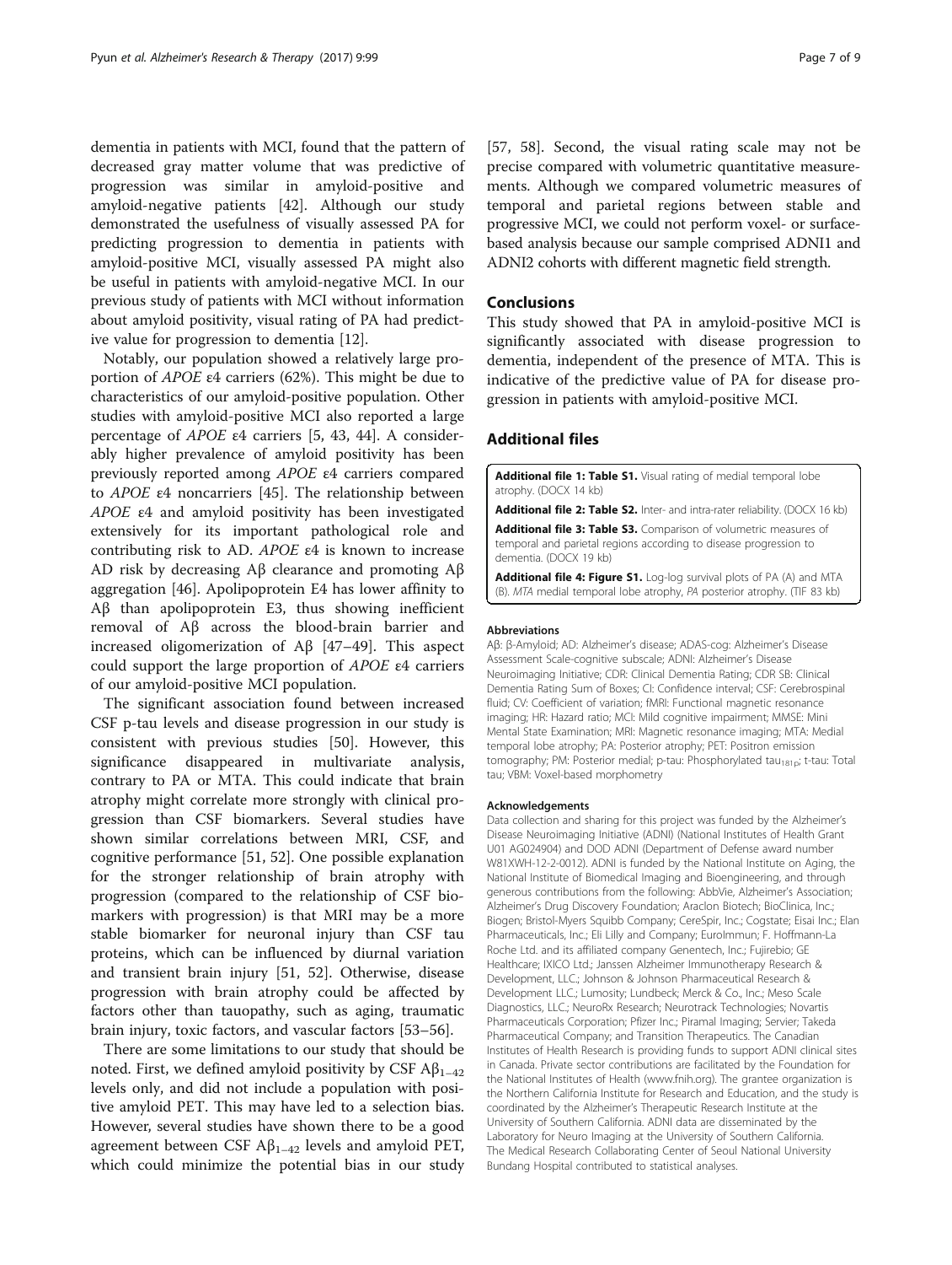dementia in patients with MCI, found that the pattern of decreased gray matter volume that was predictive of progression was similar in amyloid-positive and amyloid-negative patients [42]. Although our study demonstrated the usefulness of visually assessed PA for predicting progression to dementia in patients with amyloid-positive MCI, visually assessed PA might also be useful in patients with amyloid-negative MCI. In our previous study of patients with MCI without information about amyloid positivity, visual rating of PA had predictive value for progression to dementia [12].

Notably, our population showed a relatively large proportion of *APOE* ε4 carriers (62%). This might be due to characteristics of our amyloid-positive population. Other studies with amyloid-positive MCI also reported a large percentage of *APOE* ε4 carriers [5, 43, 44]. A considerably higher prevalence of amyloid positivity has been previously reported among *APOE* ε4 carriers compared to *APOE* ε4 noncarriers [45]. The relationship between *APOE* ε4 and amyloid positivity has been investigated extensively for its important pathological role and contributing risk to AD. *APOE* ε4 is known to increase AD risk by decreasing Aβ clearance and promoting Aβ aggregation [46]. Apolipoprotein E4 has lower affinity to Aβ than apolipoprotein E3, thus showing inefficient removal of Aβ across the blood-brain barrier and increased oligomerization of Aβ [47–49]. This aspect could support the large proportion of *APOE* ε4 carriers of our amyloid-positive MCI population.

The significant association found between increased CSF p-tau levels and disease progression in our study is consistent with previous studies [50]. However, this significance disappeared in multivariate analysis, contrary to PA or MTA. This could indicate that brain atrophy might correlate more strongly with clinical progression than CSF biomarkers. Several studies have shown similar correlations between MRI, CSF, and cognitive performance [51, 52]. One possible explanation for the stronger relationship of brain atrophy with progression (compared to the relationship of CSF biomarkers with progression) is that MRI may be a more stable biomarker for neuronal injury than CSF tau proteins, which can be influenced by diurnal variation and transient brain injury [51, 52]. Otherwise, disease progression with brain atrophy could be affected by factors other than tauopathy, such as aging, traumatic brain injury, toxic factors, and vascular factors [53–56].

There are some limitations to our study that should be noted. First, we defined amyloid positivity by CSF $A\beta_{1-42}$ levels only, and did not include a population with positive amyloid PET. This may have led to a selection bias. However, several studies have shown there to be a good agreement between CSF $A\beta_{1-42}$ levels and amyloid PET, which could minimize the potential bias in our study [57, 58]. Second, the visual rating scale may not be precise compared with volumetric quantitative measurements. Although we compared volumetric measures of temporal and parietal regions between stable and progressive MCI, we could not perform voxel- or surface-based analysis because our sample comprised ADNI1 and ADNI2 cohorts with different magnetic field strength.

## Conclusions

This study showed that PA in amyloid-positive MCI is significantly associated with disease progression to dementia, independent of the presence of MTA. This is indicative of the predictive value of PA for disease progression in patients with amyloid-positive MCI.

## Additional files

**Additional file 1: Table S1.** Visual rating of medial temporal lobe atrophy. (DOCX 14 kb)

**Additional file 2: Table S2.** Inter- and intra-rater reliability. (DOCX 16 kb)

**Additional file 3: Table S3.** Comparison of volumetric measures of temporal and parietal regions according to disease progression to dementia. (DOCX 19 kb)

**Additional file 4: Figure S1.** Log-log survival plots of PA (A) and MTA (B). *MTA* medial temporal lobe atrophy, *PA* posterior atrophy. (TIF 83 kb)

#### Abbreviations

Aβ: β-Amyloid; AD: Alzheimer's disease; ADAS-cog: Alzheimer's Disease Assessment Scale-cognitive subscale; ADNI: Alzheimer's Disease Neuroimaging Initiative; CDR: Clinical Dementia Rating; CDR SB: Clinical Dementia Rating Sum of Boxes; CI: Confidence interval; CSF: Cerebrospinal fluid; CV: Coefficient of variation; fMRI: Functional magnetic resonance imaging; HR: Hazard ratio; MCI: Mild cognitive impairment; MMSE: Mini Mental State Examination; MRI: Magnetic resonance imaging; MTA: Medial temporal lobe atrophy; PA: Posterior atrophy; PET: Positron emission tomography; PM: Posterior medial; p-tau: Phosphorylated $tau_{181p}$; t-tau: Total tau; VBM: Voxel-based morphometry

#### Acknowledgements

Data collection and sharing for this project was funded by the Alzheimer's Disease Neuroimaging Initiative (ADNI) (National Institutes of Health Grant U01 AG024904) and DOD ADNI (Department of Defense award number W81XWH-12-2-0012). ADNI is funded by the National Institute on Aging, the National Institute of Biomedical Imaging and Bioengineering, and through generous contributions from the following: AbbVie, Alzheimer's Association; Alzheimer's Drug Discovery Foundation; Araclon Biotech; BioClinica, Inc.; Biogen; Bristol-Myers Squibb Company; CereSpir, Inc.; Cogstate; Eisai Inc.; Elan Pharmaceuticals, Inc.; Eli Lilly and Company; EuroImmun; F. Hoffmann-La Roche Ltd. and its affiliated company Genentech, Inc.; Fujirebio; GE Healthcare; IXICO Ltd.; Janssen Alzheimer Immunotherapy Research & Development, LLC.; Johnson & Johnson Pharmaceutical Research & Development LLC.; Lumosity; Lundbeck; Merck & Co., Inc.; Meso Scale Diagnostics, LLC.; NeuroRx Research; Neurotrack Technologies; Novartis Pharmaceuticals Corporation; Pfizer Inc.; Piramal Imaging; Servier; Takeda Pharmaceutical Company; and Transition Therapeutics. The Canadian Institutes of Health Research is providing funds to support ADNI clinical sites in Canada. Private sector contributions are facilitated by the Foundation for the National Institutes of Health (www.fnih.org). The grantee organization is the Northern California Institute for Research and Education, and the study is coordinated by the Alzheimer's Therapeutic Research Institute at the University of Southern California. ADNI data are disseminated by the Laboratory for Neuro Imaging at the University of Southern California. The Medical Research Collaborating Center of Seoul National University Bundang Hospital contributed to statistical analyses.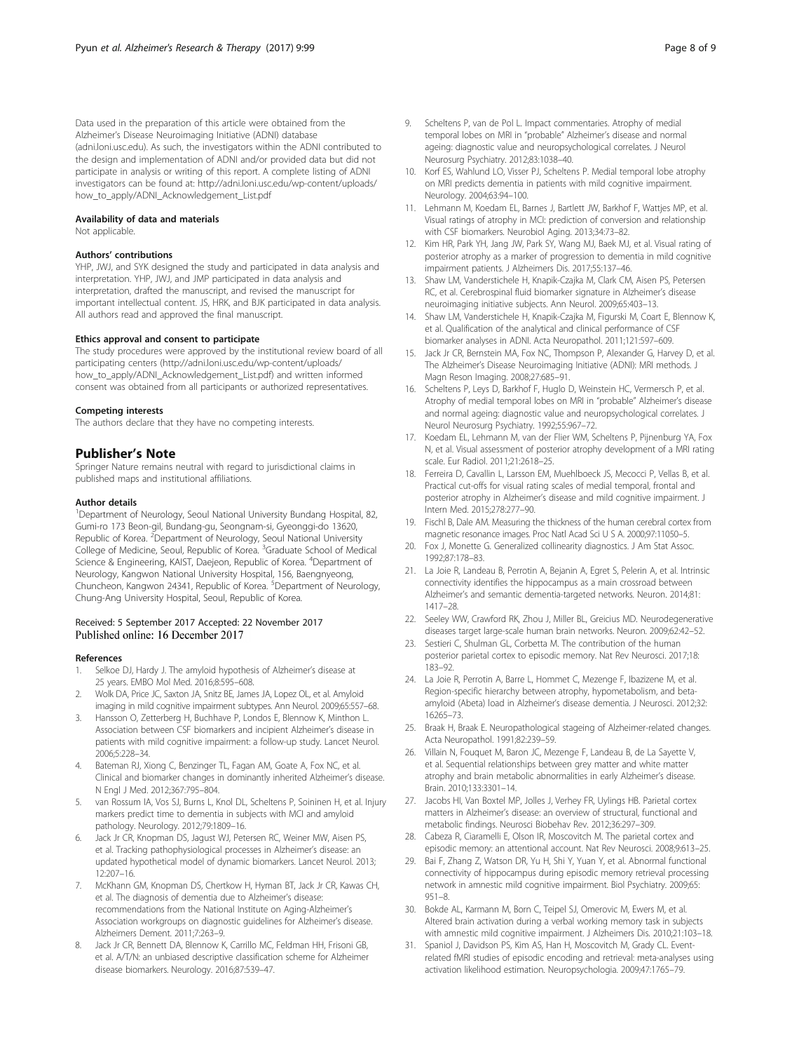Data used in the preparation of this article were obtained from the Alzheimer's Disease Neuroimaging Initiative (ADNI) database (adni.loni.usc.edu). As such, the investigators within the ADNI contributed to the design and implementation of ADNI and/or provided data but did not participate in analysis or writing of this report. A complete listing of ADNI investigators can be found at: http://adni.loni.usc.edu/wp-content/uploads/how_to_apply/ADNI_Acknowledgement_List.pdf

#### Availability of data and materials

Not applicable.

#### Authors' contributions

YHP, JWJ, and SYK designed the study and participated in data analysis and interpretation. YHP, JWJ, and JMP participated in data analysis and interpretation, drafted the manuscript, and revised the manuscript for important intellectual content. JS, HRK, and BJK participated in data analysis. All authors read and approved the final manuscript.

#### Ethics approval and consent to participate

The study procedures were approved by the institutional review board of all participating centers (http://adni.loni.usc.edu/wp-content/uploads/how_to_apply/ADNI_Acknowledgement_List.pdf) and written informed consent was obtained from all participants or authorized representatives.

#### Competing interests

The authors declare that they have no competing interests.

## Publisher's Note

Springer Nature remains neutral with regard to jurisdictional claims in published maps and institutional affiliations.

#### Author details

[1]Department of Neurology, Seoul National University Bundang Hospital, 82, Gumi-ro 173 Beon-gil, Bundang-gu, Seongnam-si, Gyeonggi-do 13620, Republic of Korea. [2]Department of Neurology, Seoul National University College of Medicine, Seoul, Republic of Korea. [3]Graduate School of Medical Science & Engineering, KAIST, Daejeon, Republic of Korea. [4]Department of Neurology, Kangwon National University Hospital, 156, Baengnyeong, Chuncheon, Kangwon 24341, Republic of Korea. [5]Department of Neurology, Chung-Ang University Hospital, Seoul, Republic of Korea.

Received: 5 September 2017 Accepted: 22 November 2017
Published online: 16 December 2017

#### References

1. Selkoe DJ, Hardy J. The amyloid hypothesis of Alzheimer's disease at 25 years. EMBO Mol Med. 2016;8:595–608.
2. Wolk DA, Price JC, Saxton JA, Snitz BE, James JA, Lopez OL, et al. Amyloid imaging in mild cognitive impairment subtypes. Ann Neurol. 2009;65:557–68.
3. Hansson O, Zetterberg H, Buchhave P, Londos E, Blennow K, Minthon L. Association between CSF biomarkers and incipient Alzheimer's disease in patients with mild cognitive impairment: a follow-up study. Lancet Neurol. 2006;5:228–34.
4. Bateman RJ, Xiong C, Benzinger TL, Fagan AM, Goate A, Fox NC, et al. Clinical and biomarker changes in dominantly inherited Alzheimer's disease. N Engl J Med. 2012;367:795–804.
5. van Rossum IA, Vos SJ, Burns L, Knol DL, Scheltens P, Soininen H, et al. Injury markers predict time to dementia in subjects with MCI and amyloid pathology. Neurology. 2012;79:1809–16.
6. Jack Jr CR, Knopman DS, Jagust WJ, Petersen RC, Weiner MW, Aisen PS, et al. Tracking pathophysiological processes in Alzheimer's disease: an updated hypothetical model of dynamic biomarkers. Lancet Neurol. 2013; 12:207–16.
7. McKhann GM, Knopman DS, Chertkow H, Hyman BT, Jack Jr CR, Kawas CH, et al. The diagnosis of dementia due to Alzheimer's disease: recommendations from the National Institute on Aging-Alzheimer's Association workgroups on diagnostic guidelines for Alzheimer's disease. Alzheimers Dement. 2011;7:263–9.
8. Jack Jr CR, Bennett DA, Blennow K, Carrillo MC, Feldman HH, Frisoni GB, et al. A/T/N: an unbiased descriptive classification scheme for Alzheimer disease biomarkers. Neurology. 2016;87:539–47.
9. Scheltens P, van de Pol L. Impact commentaries. Atrophy of medial temporal lobes on MRI in "probable" Alzheimer's disease and normal ageing: diagnostic value and neuropsychological correlates. J Neurol Neurosurg Psychiatry. 2012;83:1038–40.
10. Korf ES, Wahlund LO, Visser PJ, Scheltens P. Medial temporal lobe atrophy on MRI predicts dementia in patients with mild cognitive impairment. Neurology. 2004;63:94–100.
11. Lehmann M, Koedam EL, Barnes J, Bartlett JW, Barkhof F, Wattjes MP, et al. Visual ratings of atrophy in MCI: prediction of conversion and relationship with CSF biomarkers. Neurobiol Aging. 2013;34:73–82.
12. Kim HR, Park YH, Jang JW, Park SY, Wang MJ, Baek MJ, et al. Visual rating of posterior atrophy as a marker of progression to dementia in mild cognitive impairment patients. J Alzheimers Dis. 2017;55:137–46.
13. Shaw LM, Vanderstichele H, Knapik-Czajka M, Clark CM, Aisen PS, Petersen RC, et al. Cerebrospinal fluid biomarker signature in Alzheimer's disease neuroimaging initiative subjects. Ann Neurol. 2009;65:403–13.
14. Shaw LM, Vanderstichele H, Knapik-Czajka M, Figurski M, Coart E, Blennow K, et al. Qualification of the analytical and clinical performance of CSF biomarker analyses in ADNI. Acta Neuropathol. 2011;121:597–609.
15. Jack Jr CR, Bernstein MA, Fox NC, Thompson P, Alexander G, Harvey D, et al. The Alzheimer's Disease Neuroimaging Initiative (ADNI): MRI methods. J Magn Reson Imaging. 2008;27:685–91.
16. Scheltens P, Leys D, Barkhof F, Huglo D, Weinstein HC, Vermersch P, et al. Atrophy of medial temporal lobes on MRI in "probable" Alzheimer's disease and normal ageing: diagnostic value and neuropsychological correlates. J Neurol Neurosurg Psychiatry. 1992;55:967–72.
17. Koedam EL, Lehmann M, van der Flier WM, Scheltens P, Pijnenburg YA, Fox N, et al. Visual assessment of posterior atrophy development of a MRI rating scale. Eur Radiol. 2011;21:2618–25.
18. Ferreira D, Cavallin L, Larsson EM, Muehlboeck JS, Mecocci P, Vellas B, et al. Practical cut-offs for visual rating scales of medial temporal, frontal and posterior atrophy in Alzheimer's disease and mild cognitive impairment. J Intern Med. 2015;278:277–90.
19. Fischl B, Dale AM. Measuring the thickness of the human cerebral cortex from magnetic resonance images. Proc Natl Acad Sci U S A. 2000;97:11050–5.
20. Fox J, Monette G. Generalized collinearity diagnostics. J Am Stat Assoc. 1992;87:178–83.
21. La Joie R, Landeau B, Perrotin A, Bejanin A, Egret S, Pelerin A, et al. Intrinsic connectivity identifies the hippocampus as a main crossroad between Alzheimer's and semantic dementia-targeted networks. Neuron. 2014;81: 1417–28.
22. Seeley WW, Crawford RK, Zhou J, Miller BL, Greicius MD. Neurodegenerative diseases target large-scale human brain networks. Neuron. 2009;62:42–52.
23. Sestieri C, Shulman GL, Corbetta M. The contribution of the human posterior parietal cortex to episodic memory. Nat Rev Neurosci. 2017;18: 183–92.
24. La Joie R, Perrotin A, Barre L, Hommet C, Mezenge F, Ibazizene M, et al. Region-specific hierarchy between atrophy, hypometabolism, and beta-amyloid (Abeta) load in Alzheimer's disease dementia. J Neurosci. 2012;32: 16265–73.
25. Braak H, Braak E. Neuropathological stageing of Alzheimer-related changes. Acta Neuropathol. 1991;82:239–59.
26. Villain N, Fouquet M, Baron JC, Mezenge F, Landeau B, de La Sayette V, et al. Sequential relationships between grey matter and white matter atrophy and brain metabolic abnormalities in early Alzheimer's disease. Brain. 2010;133:3301–14.
27. Jacobs HI, Van Boxtel MP, Jolles J, Verhey FR, Uylings HB. Parietal cortex matters in Alzheimer's disease: an overview of structural, functional and metabolic findings. Neurosci Biobehav Rev. 2012;36:297–309.
28. Cabeza R, Ciaramelli E, Olson IR, Moscovitch M. The parietal cortex and episodic memory: an attentional account. Nat Rev Neurosci. 2008;9:613–25.
29. Bai F, Zhang Z, Watson DR, Yu H, Shi Y, Yuan Y, et al. Abnormal functional connectivity of hippocampus during episodic memory retrieval processing network in amnestic mild cognitive impairment. Biol Psychiatry. 2009;65: 951–8.
30. Bokde AL, Karmann M, Born C, Teipel SJ, Omerovic M, Ewers M, et al. Altered brain activation during a verbal working memory task in subjects with amnestic mild cognitive impairment. J Alzheimers Dis. 2010;21:103–18.
31. Spaniol J, Davidson PS, Kim AS, Han H, Moscovitch M, Grady CL. Event-related fMRI studies of episodic encoding and retrieval: meta-analyses using activation likelihood estimation. Neuropsychologia. 2009;47:1765–79.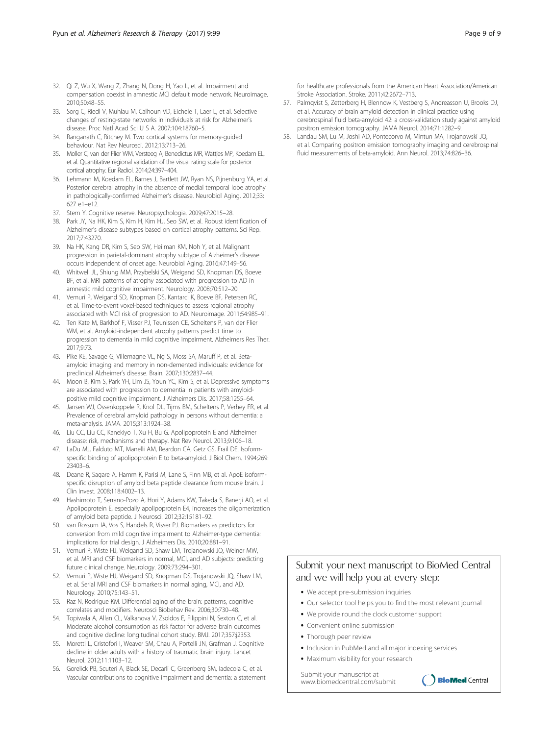32. Qi Z, Wu X, Wang Z, Zhang N, Dong H, Yao L, et al. Impairment and compensation coexist in amnestic MCI default mode network. Neuroimage. 2010;50:48–55.
33. Sorg C, Riedl V, Muhlau M, Calhoun VD, Eichele T, Laer L, et al. Selective changes of resting-state networks in individuals at risk for Alzheimer's disease. Proc Natl Acad Sci U S A. 2007;104:18760–5.
34. Ranganath C, Ritchey M. Two cortical systems for memory-guided behaviour. Nat Rev Neurosci. 2012;13:713–26.
35. Moller C, van der Flier WM, Versteeg A, Benedictus MR, Wattjes MP, Koedam EL, et al. Quantitative regional validation of the visual rating scale for posterior cortical atrophy. Eur Radiol. 2014;24:397–404.
36. Lehmann M, Koedam EL, Barnes J, Bartlett JW, Ryan NS, Pijnenburg YA, et al. Posterior cerebral atrophy in the absence of medial temporal lobe atrophy in pathologically-confirmed Alzheimer's disease. Neurobiol Aging. 2012;33: 627 e1–e12.
37. Stern Y. Cognitive reserve. Neuropsychologia. 2009;47:2015–28.
38. Park JY, Na HK, Kim S, Kim H, Kim HJ, Seo SW, et al. Robust identification of Alzheimer's disease subtypes based on cortical atrophy patterns. Sci Rep. 2017;7:43270.
39. Na HK, Kang DR, Kim S, Seo SW, Heilman KM, Noh Y, et al. Malignant progression in parietal-dominant atrophy subtype of Alzheimer's disease occurs independent of onset age. Neurobiol Aging. 2016;47:149–56.
40. Whitwell JL, Shiung MM, Przybelski SA, Weigand SD, Knopman DS, Boeve BF, et al. MRI patterns of atrophy associated with progression to AD in amnestic mild cognitive impairment. Neurology. 2008;70:512–20.
41. Vemuri P, Weigand SD, Knopman DS, Kantarci K, Boeve BF, Petersen RC, et al. Time-to-event voxel-based techniques to assess regional atrophy associated with MCI risk of progression to AD. Neuroimage. 2011;54:985–91.
42. Ten Kate M, Barkhof F, Visser PJ, Teunissen CE, Scheltens P, van der Flier WM, et al. Amyloid-independent atrophy patterns predict time to progression to dementia in mild cognitive impairment. Alzheimers Res Ther. 2017;9:73.
43. Pike KE, Savage G, Villemagne VL, Ng S, Moss SA, Maruff P, et al. Beta-amyloid imaging and memory in non-demented individuals: evidence for preclinical Alzheimer's disease. Brain. 2007;130:2837–44.
44. Moon B, Kim S, Park YH, Lim JS, Youn YC, Kim S, et al. Depressive symptoms are associated with progression to dementia in patients with amyloid-positive mild cognitive impairment. J Alzheimers Dis. 2017;58:1255–64.
45. Jansen WJ, Ossenkoppele R, Knol DL, Tijms BM, Scheltens P, Verhey FR, et al. Prevalence of cerebral amyloid pathology in persons without dementia: a meta-analysis. JAMA. 2015;313:1924–38.
46. Liu CC, Liu CC, Kanekiyo T, Xu H, Bu G. Apolipoprotein E and Alzheimer disease: risk, mechanisms and therapy. Nat Rev Neurol. 2013;9:106–18.
47. LaDu MJ, Falduto MT, Manelli AM, Reardon CA, Getz GS, Frail DE. Isoform-specific binding of apolipoprotein E to beta-amyloid. J Biol Chem. 1994;269: 23403–6.
48. Deane R, Sagare A, Hamm K, Parisi M, Lane S, Finn MB, et al. ApoE isoform-specific disruption of amyloid beta peptide clearance from mouse brain. J Clin Invest. 2008;118:4002–13.
49. Hashimoto T, Serrano-Pozo A, Hori Y, Adams KW, Takeda S, Banerji AO, et al. Apolipoprotein E, especially apolipoprotein E4, increases the oligomerization of amyloid beta peptide. J Neurosci. 2012;32:15181–92.
50. van Rossum IA, Vos S, Handels R, Visser PJ. Biomarkers as predictors for conversion from mild cognitive impairment to Alzheimer-type dementia: implications for trial design. J Alzheimers Dis. 2010;20:881–91.
51. Vemuri P, Wiste HJ, Weigand SD, Shaw LM, Trojanowski JQ, Weiner MW, et al. MRI and CSF biomarkers in normal, MCI, and AD subjects: predicting future clinical change. Neurology. 2009;73:294–301.
52. Vemuri P, Wiste HJ, Weigand SD, Knopman DS, Trojanowski JQ, Shaw LM, et al. Serial MRI and CSF biomarkers in normal aging, MCI, and AD. Neurology. 2010;75:143–51.
53. Raz N, Rodrigue KM. Differential aging of the brain: patterns, cognitive correlates and modifiers. Neurosci Biobehav Rev. 2006;30:730–48.
54. Topiwala A, Allan CL, Valkanova V, Zsoldos E, Filippini N, Sexton C, et al. Moderate alcohol consumption as risk factor for adverse brain outcomes and cognitive decline: longitudinal cohort study. BMJ. 2017;357:j2353.
55. Moretti L, Cristofori I, Weaver SM, Chau A, Portelli JN, Grafman J. Cognitive decline in older adults with a history of traumatic brain injury. Lancet Neurol. 2012;11:1103–12.
56. Gorelick PB, Scuteri A, Black SE, Decarli C, Greenberg SM, Iadecola C, et al. Vascular contributions to cognitive impairment and dementia: a statement for healthcare professionals from the American Heart Association/American Stroke Association. Stroke. 2011;42:2672–713.
57. Palmqvist S, Zetterberg H, Blennow K, Vestberg S, Andreasson U, Brooks DJ, et al. Accuracy of brain amyloid detection in clinical practice using cerebrospinal fluid beta-amyloid 42: a cross-validation study against amyloid positron emission tomography. JAMA Neurol. 2014;71:1282–9.
58. Landau SM, Lu M, Joshi AD, Pontecorvo M, Mintun MA, Trojanowski JQ, et al. Comparing positron emission tomography imaging and cerebrospinal fluid measurements of beta-amyloid. Ann Neurol. 2013;74:826–36.

Submit your next manuscript to BioMed Central and we will help you at every step:

- We accept pre-submission inquiries
- Our selector tool helps you to find the most relevant journal
- We provide round the clock customer support
- Convenient online submission
- Thorough peer review
- Inclusion in PubMed and all major indexing services
- Maximum visibility for your research

Submit your manuscript at
www.biomedcentral.com/submit

BioMed Central